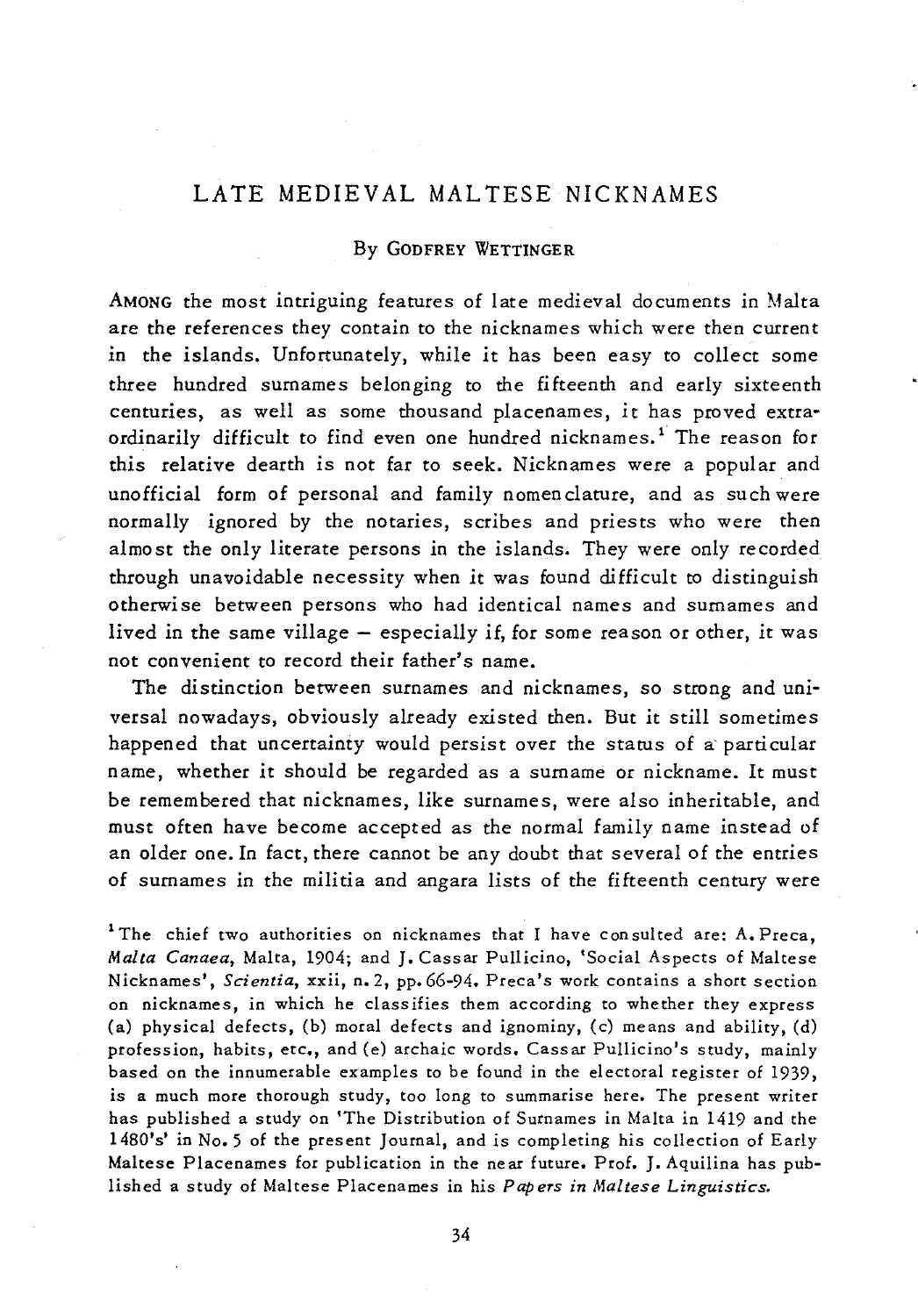# LATE MEDIEVAL MALTESE NICKNAMES

By GODFREY WETTINGER

AMONG the most intriguing features of late medieval documents in Malta are the references they contain to the nicknames which were then current in the islands. Unfortunately, while it has been easy to collect some three hundred surnames belonging to the fifteenth and early sixteenth centuries, as well as some thousand placenames, it has proved extraordinarily difficult to find even one hundred nicknames.[1] The reason for this relative dearth is not far to seek. Nicknames were a popular and unofficial form of personal and family nomenclature, and as such were normally ignored by the notaries, scribes and priests who were then almost the only literate persons in the islands. They were only recorded through unavoidable necessity when it was found difficult to distinguish otherwise between persons who had identical names and surnames and lived in the same village – especially if, for some reason or other, it was not convenient to record their father's name.

The distinction between surnames and nicknames, so strong and universal nowadays, obviously already existed then. But it still sometimes happened that uncertainty would persist over the status of a particular name, whether it should be regarded as a surname or nickname. It must be remembered that nicknames, like surnames, were also inheritable, and must often have become accepted as the normal family name instead of an older one. In fact, there cannot be any doubt that several of the entries of surnames in the militia and angara lists of the fifteenth century were

[1] The chief two authorities on nicknames that I have consulted are: A. Preca, *Malta Canaea*, Malta, 1904; and J. Cassar Pullicino, 'Social Aspects of Maltese Nicknames', *Scientia*, xxii, n. 2, pp. 66-94. Preca's work contains a short section on nicknames, in which he classifies them according to whether they express (a) physical defects, (b) moral defects and ignominy, (c) means and ability, (d) profession, habits, etc., and (e) archaic words. Cassar Pullicino's study, mainly based on the innumerable examples to be found in the electoral register of 1939, is a much more thorough study, too long to summarise here. The present writer has published a study on 'The Distribution of Surnames in Malta in 1419 and the 1480's' in No. 5 of the present Journal, and is completing his collection of Early Maltese Placenames for publication in the near future. Prof. J. Aquilina has published a study of Maltese Placenames in his *Papers in Maltese Linguistics*.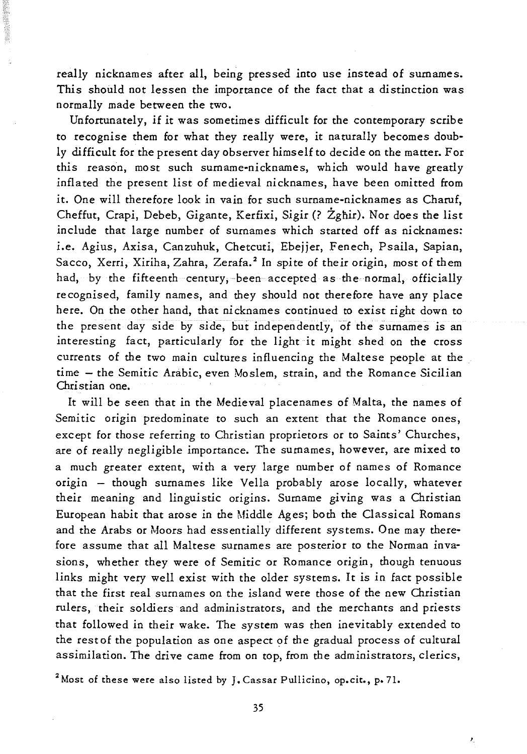really nicknames after all, being pressed into use instead of surnames. This should not lessen the importance of the fact that a distinction was normally made between the two.

Unfortunately, if it was sometimes difficult for the contemporary scribe to recognise them for what they really were, it naturally becomes doubly difficult for the present day observer himself to decide on the matter. For this reason, most such surname-nicknames, which would have greatly inflated the present list of medieval nicknames, have been omitted from it. One will therefore look in vain for such surname-nicknames as Charuf, Cheffut, Crapi, Debeb, Gigante, Kerfixi, Sigir (? Żgħir). Nor does the list include that large number of surnames which started off as nicknames: i.e. Agius, Axisa, Canzuhuk, Chetcuti, Ebejjer, Fenech, Psaila, Sapian, Sacco, Xerri, Xiriha, Zahra, Zerafa.[2] In spite of their origin, most of them had, by the fifteenth century, been accepted as the normal, officially recognised, family names, and they should not therefore have any place here. On the other hand, that nicknames continued to exist right down to the present day side by side, but independently, of the surnames is an interesting fact, particularly for the light it might shed on the cross currents of the two main cultures influencing the Maltese people at the time – the Semitic Arabic, even Moslem, strain, and the Romance Sicilian Christian one.

It will be seen that in the Medieval placenames of Malta, the names of Semitic origin predominate to such an extent that the Romance ones, except for those referring to Christian proprietors or to Saints' Churches, are of really negligible importance. The surnames, however, are mixed to a much greater extent, with a very large number of names of Romance origin – though surnames like Vella probably arose locally, whatever their meaning and linguistic origins. Surname giving was a Christian European habit that arose in the Middle Ages; both the Classical Romans and the Arabs or Moors had essentially different systems. One may therefore assume that all Maltese surnames are posterior to the Norman invasions, whether they were of Semitic or Romance origin, though tenuous links might very well exist with the older systems. It is in fact possible that the first real surnames on the island were those of the new Christian rulers, their soldiers and administrators, and the merchants and priests that followed in their wake. The system was then inevitably extended to the rest of the population as one aspect of the gradual process of cultural assimilation. The drive came from on top, from the administrators, clerics,

[2] Most of these were also listed by J. Cassar Pullicino, op.cit., p. 71.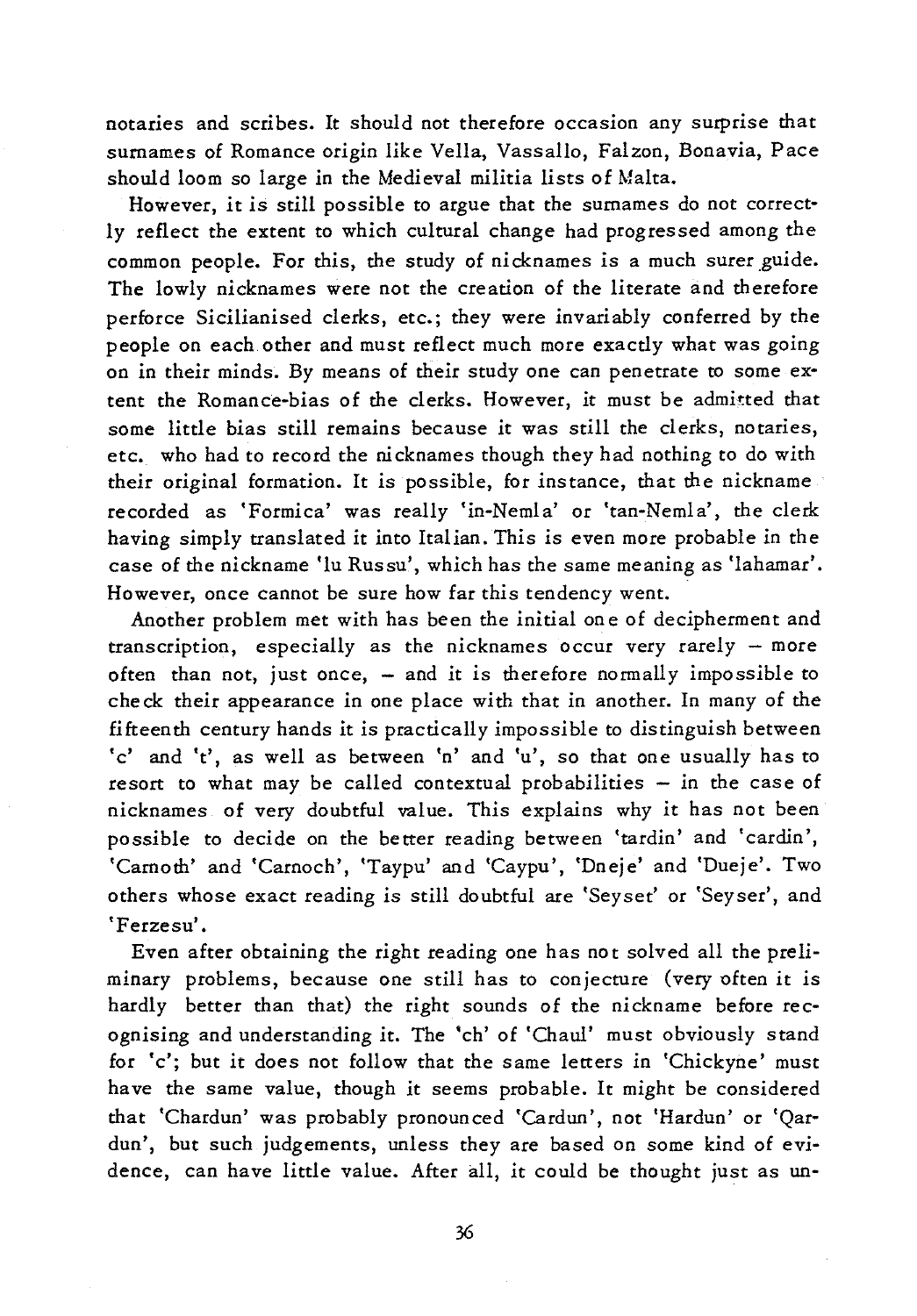notaries and scribes. It should not therefore occasion any surprise that surnames of Romance origin like Vella, Vassallo, Falzon, Bonavia, Pace should loom so large in the Medieval militia lists of Malta.

However, it is still possible to argue that the surnames do not correctly reflect the extent to which cultural change had progressed among the common people. For this, the study of nicknames is a much surer guide. The lowly nicknames were not the creation of the literate and therefore perforce Sicilianised clerks, etc.; they were invariably conferred by the people on each other and must reflect much more exactly what was going on in their minds. By means of their study one can penetrate to some extent the Romance-bias of the clerks. However, it must be admitted that some little bias still remains because it was still the clerks, notaries, etc. who had to record the nicknames though they had nothing to do with their original formation. It is possible, for instance, that the nickname recorded as 'Formica' was really 'in-Nemla' or 'tan-Nemla', the clerk having simply translated it into Italian. This is even more probable in the case of the nickname 'lu Russu', which has the same meaning as 'lahamar'. However, once cannot be sure how far this tendency went.

Another problem met with has been the initial one of decipherment and transcription, especially as the nicknames occur very rarely – more often than not, just once, – and it is therefore normally impossible to check their appearance in one place with that in another. In many of the fifteenth century hands it is practically impossible to distinguish between 'c' and 't', as well as between 'n' and 'u', so that one usually has to resort to what may be called contextual probabilities – in the case of nicknames of very doubtful value. This explains why it has not been possible to decide on the better reading between 'tardin' and 'cardin', 'Carnoth' and 'Carnoch', 'Taypu' and 'Caypu', 'Dneje' and 'Dueje'. Two others whose exact reading is still doubtful are 'Seyset' or 'Seyser', and 'Ferzesu'.

Even after obtaining the right reading one has not solved all the preliminary problems, because one still has to conjecture (very often it is hardly better than that) the right sounds of the nickname before recognising and understanding it. The 'ch' of 'Chaul' must obviously stand for 'c'; but it does not follow that the same letters in 'Chickyne' must have the same value, though it seems probable. It might be considered that 'Chardun' was probably pronounced 'Cardun', not 'Hardun' or 'Qardun', but such judgements, unless they are based on some kind of evidence, can have little value. After all, it could be thought just as un-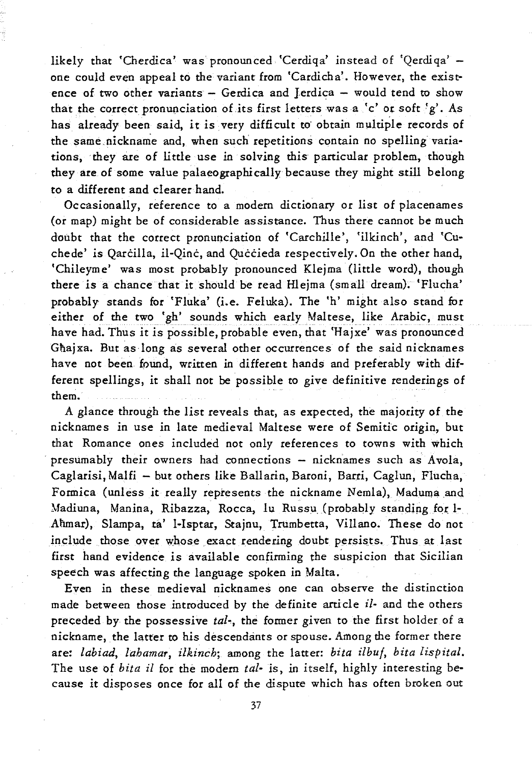likely that 'Cherdica' was pronounced 'Cerdiqa' instead of 'Qerdiqa' – one could even appeal to the variant from 'Cardicha'. However, the existence of two other variants – Gerdica and Jerdica – would tend to show that the correct pronunciation of its first letters was a 'c' or soft 'g'. As has already been said, it is very difficult to obtain multiple records of the same nickname and, when such repetitions contain no spelling variations, they are of little use in solving this particular problem, though they are of some value palaeographically because they might still belong to a different and clearer hand.

Occasionally, reference to a modern dictionary or list of placenames (or map) might be of considerable assistance. Thus there cannot be much doubt that the correct pronunciation of 'Carchille', 'ilkinch', and 'Cuchede' is Qarċilla, il-Qinċ, and Quċċieda respectively. On the other hand, 'Chileyme' was most probably pronounced Klejma (little word), though there is a chance that it should be read Hlejma (small dream). 'Flucha' probably stands for 'Fluka' (i.e. Feluka). The 'h' might also stand for either of the two 'gh' sounds which early Maltese, like Arabic, must have had. Thus it is possible, probable even, that 'Hajxe' was pronounced Ghajxa. But as long as several other occurrences of the said nicknames have not been found, written in different hands and preferably with different spellings, it shall not be possible to give definitive renderings of them.

A glance through the list reveals that, as expected, the majority of the nicknames in use in late medieval Maltese were of Semitic origin, but that Romance ones included not only references to towns with which presumably their owners had connections – nicknames such as Avola, Caglarisi, Malfi – but others like Ballarin, Baroni, Barri, Caglun, Flucha, Formica (unless it really represents the nickname Nemla), Maduma and Madiuna, Manina, Ribazza, Rocca, lu Russu (probably standing for l-Aħmar), Slampa, ta' l-Isptar, Stajnu, Trumbetta, Villano. These do not include those over whose exact rendering doubt persists. Thus at last first hand evidence is available confirming the suspicion that Sicilian speech was affecting the language spoken in Malta.

Even in these medieval nicknames one can observe the distinction made between those introduced by the definite article *il-* and the others preceded by the possessive *tal-*, the former given to the first holder of a nickname, the latter to his descendants or spouse. Among the former there are: *labiad*, *lahamar*, *ilkinch*; among the latter: *bita ilbuf*, *bita lispital*. The use of *bita il* for the modern *tal-* is, in itself, highly interesting because it disposes once for all of the dispute which has often broken out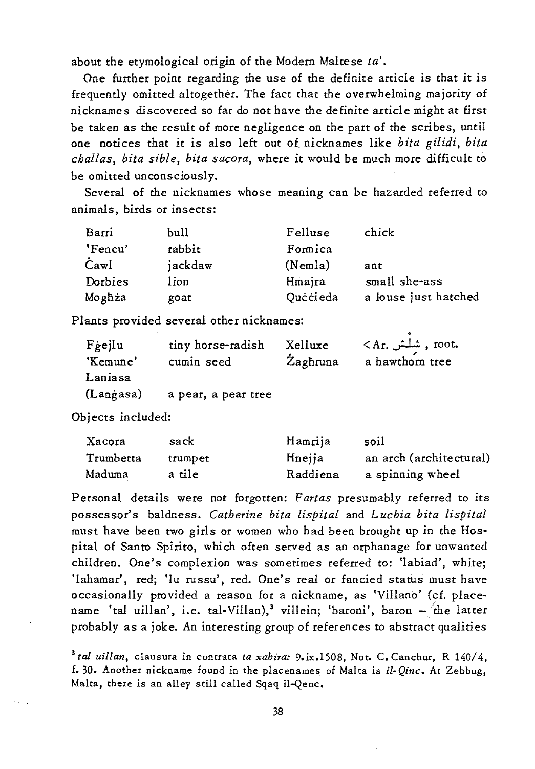about the etymological origin of the Modern Maltese *ta'*.

One further point regarding the use of the definite article is that it is frequently omitted altogether. The fact that the overwhelming majority of nicknames discovered so far do not have the definite article might at first be taken as the result of more negligence on the part of the scribes, until one notices that it is also left out of nicknames like *bita gilidi*, *bita challas*, *bita sible*, *bita sacora*, where it would be much more difficult to be omitted unconsciously.

Several of the nicknames whose meaning can be hazarded referred to animals, birds or insects:

| | | | |
|---|---|---|---|
| Barri | bull | Felluse | chick |
| 'Fencu' | rabbit | Formica | |
| Ċawl | jackdaw | (Nemla) | ant |
| Dorbies | lion | Hmajra | small she-ass |
| Mogħża | goat | Quċċieda | a louse just hatched |

Plants provided several other nicknames:

| | | | |
|---|---|---|---|
| Fġejlu | tiny horse-radish | Xelluxe | <Ar. شلش , root. |
| 'Kemune' | cumin seed | Żagħruna | a hawthorn tree |
| Laniasa (Langasa) | a pear, a pear tree | | |

Objects included:

| | | | |
|---|---|---|---|
| Xacora | sack | Hamrija | soil |
| Trumbetta | trumpet | Hnejja | an arch (architectural) |
| Maduma | a tile | Raddiena | a spinning wheel |

Personal details were not forgotten: *Fartas* presumably referred to its possessor's baldness. *Catherine bita lispital* and *Luchia bita lispital* must have been two girls or women who had been brought up in the Hospital of Santo Spirito, which often served as an orphanage for unwanted children. One's complexion was sometimes referred to: 'labiad', white; 'lahamar', red; 'lu russu', red. One's real or fancied status must have occasionally provided a reason for a nickname, as 'Villano' (cf. placename 'tal uillan', i.e. tal-Villan),[3] villein; 'baroni', baron – the latter probably as a joke. An interesting group of references to abstract qualities

[3] *tal uillan*, clausura in contrata *ta xabira:* 9.ix.1508, Not. C. Canchur, R 140/4, f. 30. Another nickname found in the placenames of Malta is *il-Qinc*. At Zebbug, Malta, there is an alley still called Sqaq il-Qenc.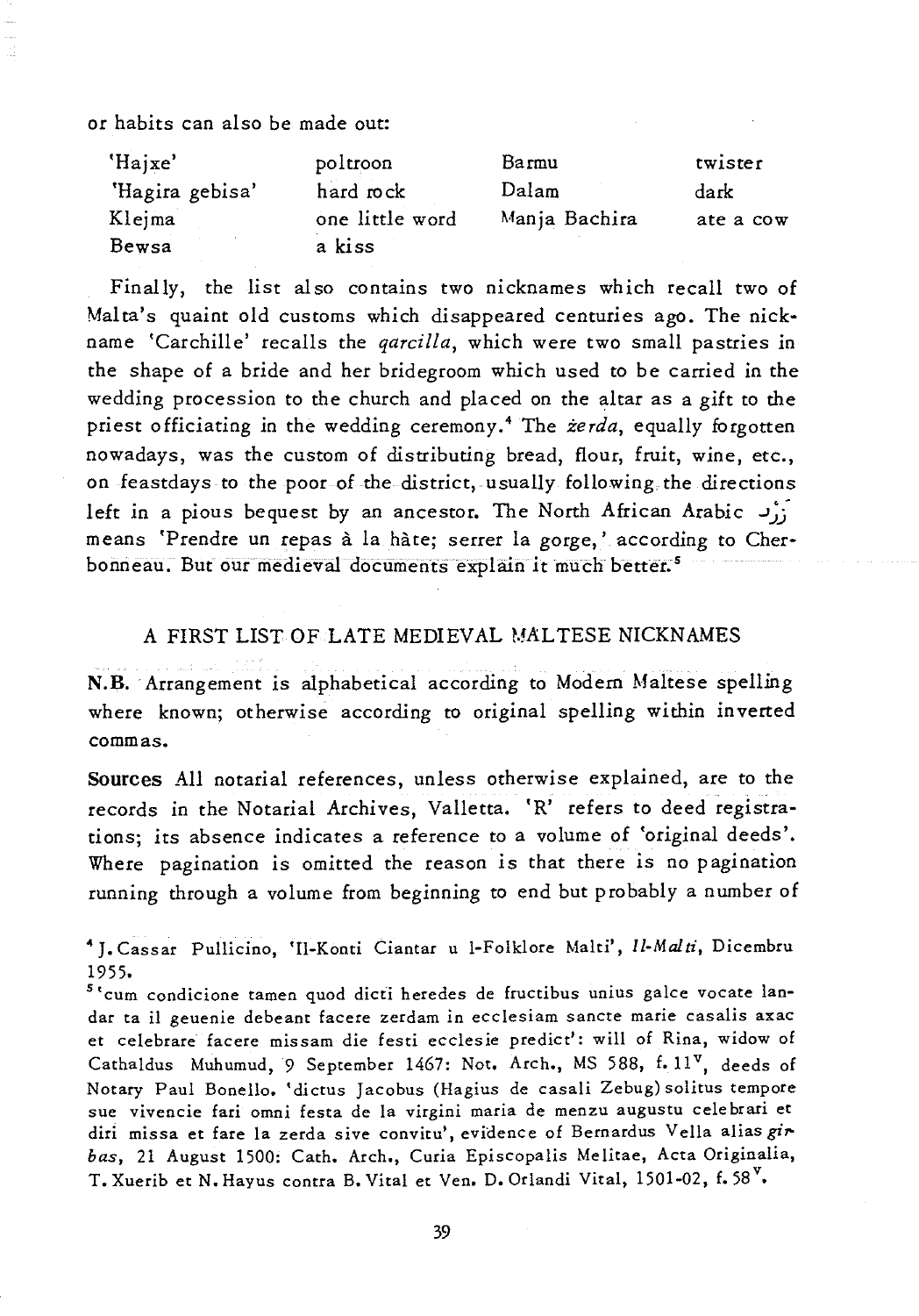or habits can also be made out:

| | | | |
|---|---|---|---|
| 'Hajxe' | poltroon | Barmu | twister |
| 'Hagira gebisa' | hard rock | Dalam | dark |
| Klejma | one little word | Manja Bachira | ate a cow |
| Bewsa | a kiss | | |

Finally, the list also contains two nicknames which recall two of Malta's quaint old customs which disappeared centuries ago. The nickname 'Carchille' recalls the *qarcilla*, which were two small pastries in the shape of a bride and her bridegroom which used to be carried in the wedding procession to the church and placed on the altar as a gift to the priest officiating in the wedding ceremony.[4] The *żerda*, equally forgotten nowadays, was the custom of distributing bread, flour, fruit, wine, etc., on feastdays to the poor of the district, usually following the directions left in a pious bequest by an ancestor. The North African Arabic زرد means 'Prendre un repas à la hâte; serrer la gorge,' according to Cherbonneau. But our medieval documents explain it much better.[5]

## A FIRST LIST OF LATE MEDIEVAL MALTESE NICKNAMES

**N.B.** Arrangement is alphabetical according to Modern Maltese spelling where known; otherwise according to original spelling within inverted commas.

**Sources** All notarial references, unless otherwise explained, are to the records in the Notarial Archives, Valletta. 'R' refers to deed registrations; its absence indicates a reference to a volume of 'original deeds'. Where pagination is omitted the reason is that there is no pagination running through a volume from beginning to end but probably a number of

[4] J. Cassar Pullicino, 'Il-Konti Ciantar u l-Folklore Malti', *Il-Malti*, Dicembru 1955.

[5] 'cum condicione tamen quod dicti heredes de fructibus unius galce vocate landar ta il geuenie debeant facere zerdam in ecclesiam sancte marie casalis axac et celebrare facere missam die festi ecclesie predict': will of Rina, widow of Cathaldus Muhumud, 9 September 1467: Not. Arch., MS 588, f. 11$^v$, deeds of Notary Paul Bonello. 'dictus Jacobus (Hagius de casali Zebug) solitus tempore sue vivencie fari omni festa de la virgini maria de menzu augustu celebrari et diri missa et fare la zerda sive convitu', evidence of Bernardus Vella alias *girbas*, 21 August 1500: Cath. Arch., Curia Episcopalis Melitae, Acta Originalia, T. Xuerib et N. Hayus contra B. Vital et Ven. D. Orlandi Vital, 1501-02, f. 58$^v$.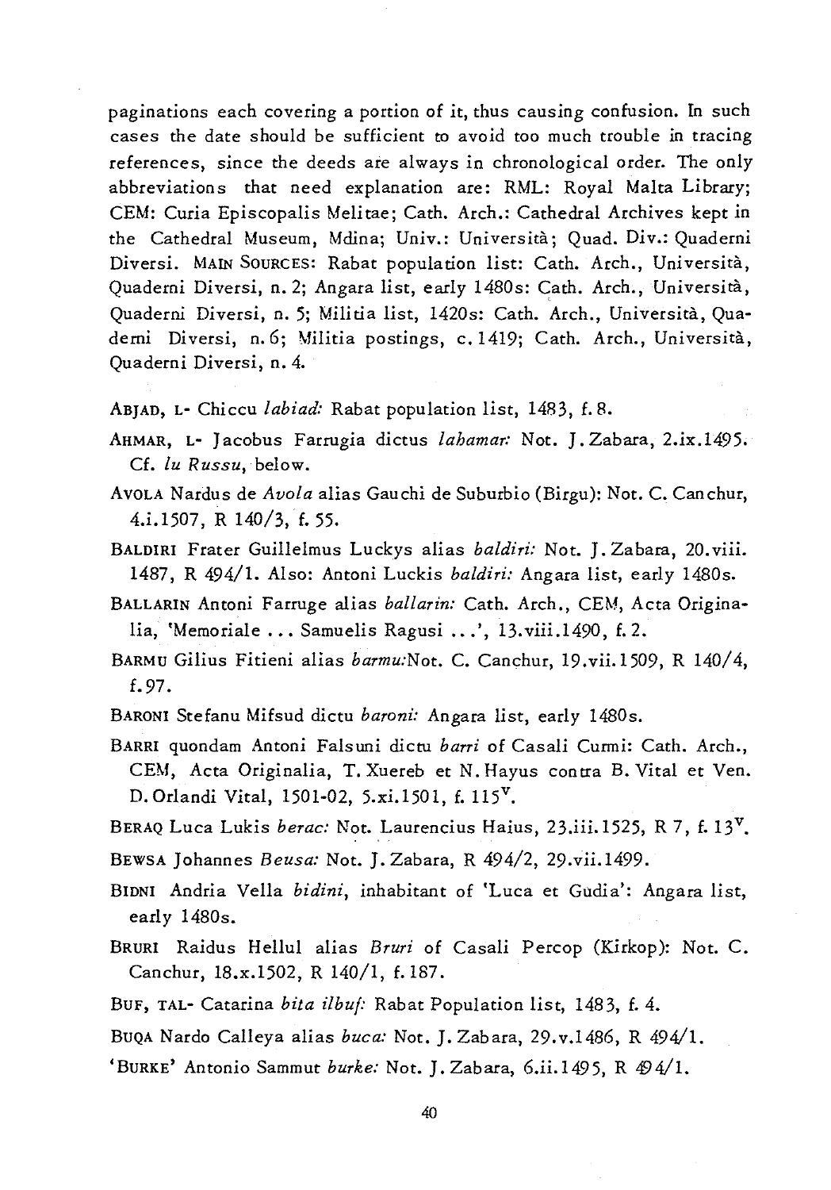paginations each covering a portion of it, thus causing confusion. In such cases the date should be sufficient to avoid too much trouble in tracing references, since the deeds are always in chronological order. The only abbreviations that need explanation are: RML: Royal Malta Library; CEM: Curia Episcopalis Melitae; Cath. Arch.: Cathedral Archives kept in the Cathedral Museum, Mdina; Univ.: Università; Quad. Div.: Quaderni Diversi. MAIN SOURCES: Rabat population list: Cath. Arch., Università, Quaderni Diversi, n. 2; Angara list, early 1480s: Cath. Arch., Università, Quaderni Diversi, n. 5; Militia list, 1420s: Cath. Arch., Università, Quaderni Diversi, n. 6; Militia postings, c. 1419; Cath. Arch., Università, Quaderni Diversi, n. 4.

ABJAD, L- Chiccu *labiad:* Rabat population list, 1483, f. 8.

AHMAR, L- Jacobus Farrugia dictus *lahamar:* Not. J. Zabara, 2.ix.1495. Cf. *lu Russu*, below.

AVOLA Nardus de *Avola* alias Gauchi de Suburbio (Birgu): Not. C. Canchur, 4.i.1507, R 140/3, f. 55.

BALDIRI Frater Guillelmus Luckys alias *baldiri:* Not. J. Zabara, 20.viii. 1487, R 494/1. Also: Antoni Luckis *baldiri:* Angara list, early 1480s.

BALLARIN Antoni Farruge alias *ballarin:* Cath. Arch., CEM, Acta Originalia, 'Memoriale ... Samuelis Ragusi ...', 13.viii.1490, f. 2.

BARMU Gilius Fitieni alias *barmu:*Not. C. Canchur, 19.vii.1509, R 140/4, f. 97.

BARONI Stefanu Mifsud dictu *baroni:* Angara list, early 1480s.

BARRI quondam Antoni Falsuni dictu *barri* of Casali Curmi: Cath. Arch., CEM, Acta Originalia, T. Xuereb et N. Hayus contra B. Vital et Ven. D. Orlandi Vital, 1501-02, 5.xi.1501, f. 115$^{v}$.

BERAQ Luca Lukis *berac:* Not. Laurencius Haius, 23.iii.1525, R 7, f. 13$^{v}$.

BEWSA Johannes *Beusa:* Not. J. Zabara, R 494/2, 29.vii.1499.

BIDNI Andria Vella *bidini*, inhabitant of 'Luca et Gudia': Angara list, early 1480s.

BRURI Raidus Hellul alias *Bruri* of Casali Percop (Kirkop): Not. C. Canchur, 18.x.1502, R 140/1, f. 187.

BUF, TAL- Catarina *bita ilbuf:* Rabat Population list, 1483, f. 4.

BUQA Nardo Calleya alias *buca:* Not. J. Zabara, 29.v.1486, R 494/1.

'BURKE' Antonio Sammut *burke:* Not. J. Zabara, 6.ii.1495, R 494/1.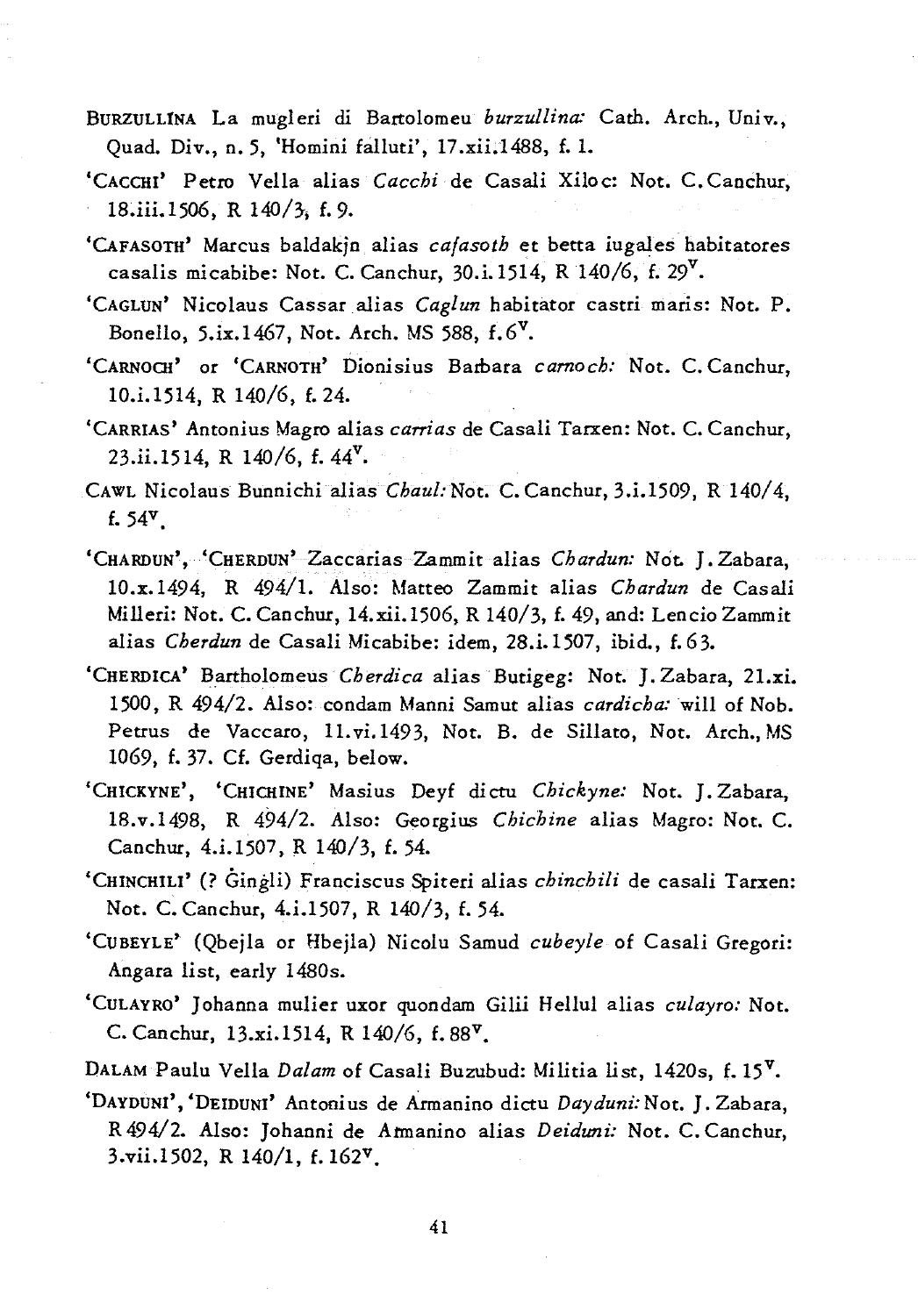BURZULLINA La mugleri di Bartolomeu *burzullina:* Cath. Arch., Univ., Quad. Div., n. 5, 'Homini falluti', 17.xii.1488, f. 1.

'CACCHI' Petro Vella alias *Cacchi* de Casali Xiloc: Not. C. Canchur, 18.iii.1506, R 140/3, f. 9.

'CAFASOTH' Marcus baldakjn alias *cafasoth* et betta iugales habitatores casalis micabibe: Not. C. Canchur, 30.i.1514, R 140/6, f. 29$^v$.

'CAGLUN' Nicolaus Cassar alias *Caglun* habitator castri maris: Not. P. Bonello, 5.ix.1467, Not. Arch. MS 588, f. 6$^v$.

'CARNOCH' or 'CARNOTH' Dionisius Barbara *carnoch:* Not. C. Canchur, 10.i.1514, R 140/6, f. 24.

'CARRIAS' Antonius Magro alias *carrias* de Casali Tarxen: Not. C. Canchur, 23.ii.1514, R 140/6, f. 44$^v$.

CAWL Nicolaus Bunnichi alias *Chaul:* Not. C. Canchur, 3.i.1509, R 140/4, f. 54$^v$.

'CHARDUN', 'CHERDUN' Zaccarias Zammit alias *Chardun:* Not. J. Zabara, 10.x.1494, R 494/1. Also: Matteo Zammit alias *Chardun* de Casali Milleri: Not. C. Canchur, 14.xii.1506, R 140/3, f. 49, and: Lencio Zammit alias *Cherdun* de Casali Micabibe: idem, 28.i.1507, ibid., f. 63.

'CHERDICA' Bartholomeus *Cherdica* alias Butigeg: Not. J. Zabara, 21.xi. 1500, R 494/2. Also: condam Manni Samut alias *cardicha:* will of Nob. Petrus de Vaccaro, 11.vi.1493, Not. B. de Sillato, Not. Arch., MS 1069, f. 37. Cf. Gerdiqa, below.

'CHICKYNE', 'CHICHINE' Masius Deyf dictu *Chickyne:* Not. J. Zabara, 18.v.1498, R 494/2. Also: Georgius *Chichine* alias Magro: Not. C. Canchur, 4.i.1507, R 140/3, f. 54.

'CHINCHILI' (? Ġinġli) Franciscus Spiteri alias *chinchili* de casali Tarxen: Not. C. Canchur, 4.i.1507, R 140/3, f. 54.

'CUBEYLE' (Qbejla or Hbejla) Nicolu Samud *cubeyle* of Casali Gregori: Angara list, early 1480s.

'CULAYRO' Johanna mulier uxor quondam Gilii Hellul alias *culayro:* Not. C. Canchur, 13.xi.1514, R 140/6, f. 88$^v$.

DALAM Paulu Vella *Dalam* of Casali Buzubud: Militia list, 1420s, f. 15$^v$.

'DAYDUNI', 'DEIDUNI' Antonius de Armanino dictu *Dayduni:* Not. J. Zabara, R 494/2. Also: Johanni de Armanino alias *Deiduni:* Not. C. Canchur, 3.vii.1502, R 140/1, f. 162$^v$.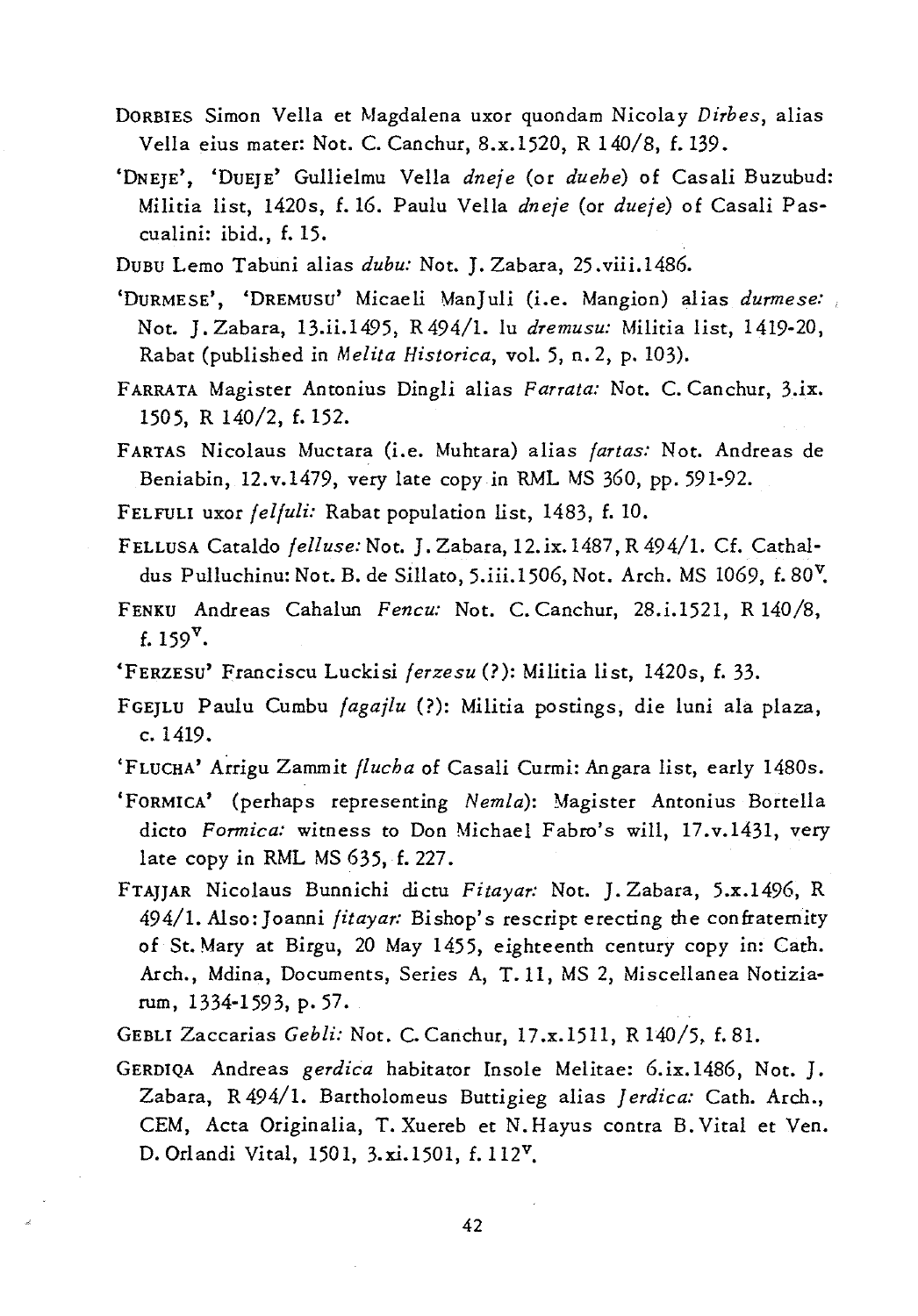DORBIES Simon Vella et Magdalena uxor quondam Nicolay *Dirbes*, alias Vella eius mater: Not. C. Canchur, 8.x.1520, R 140/8, f. 139.

'DNEJE', 'DUEJE' Gullielmu Vella *dneje* (or *duehe*) of Casali Buzubud: Militia list, 1420s, f. 16. Paulu Vella *dneje* (or *dueje*) of Casali Pascualini: ibid., f. 15.

DUBU Lemo Tabuni alias *dubu:* Not. J. Zabara, 25.viii.1486.

'DURMESE', 'DREMUSU' Micaeli ManJuli (i.e. Mangion) alias *durmese:* Not. J. Zabara, 13.ii.1495, R 494/1. lu *dremusu:* Militia list, 1419-20, Rabat (published in *Melita Historica*, vol. 5, n. 2, p. 103).

FARRATA Magister Antonius Dingli alias *Farrata:* Not. C. Canchur, 3.ix. 1505, R 140/2, f. 152.

FARTAS Nicolaus Muctara (i.e. Muhtara) alias *fartas:* Not. Andreas de Beniabin, 12.v.1479, very late copy in RML MS 360, pp. 591-92.

FELFULI uxor *felfuli:* Rabat population list, 1483, f. 10.

FELLUSA Cataldo *felluse:* Not. J. Zabara, 12.ix.1487, R 494/1. Cf. Cathaldus Pulluchinu: Not. B. de Sillato, 5.iii.1506, Not. Arch. MS 1069, f. 80v.

FENKU Andreas Cahalun *Fencu:* Not. C. Canchur, 28.i.1521, R 140/8, f. 159v.

'FERZESU' Franciscu Luckisi *ferzesu* (?): Militia list, 1420s, f. 33.

FGEJLU Paulu Cumbu *fagajlu* (?): Militia postings, die luni ala plaza, c. 1419.

'FLUCHA' Arrigu Zammit *flucha* of Casali Curmi: Angara list, early 1480s.

'FORMICA' (perhaps representing *Nemla*): Magister Antonius Bortella dicto *Formica:* witness to Don Michael Fabro's will, 17.v.1431, very late copy in RML MS 635, f. 227.

FTAJJAR Nicolaus Bunnichi dictu *Fitayar:* Not. J. Zabara, 5.x.1496, R 494/1. Also: Joanni *fitayar:* Bishop's rescript erecting the confraternity of St. Mary at Birgu, 20 May 1455, eighteenth century copy in: Cath. Arch., Mdina, Documents, Series A, T. 11, MS 2, Miscellanea Notiziarum, 1334-1593, p. 57.

GEBLI Zaccarias *Gebli:* Not. C. Canchur, 17.x.1511, R 140/5, f. 81.

GERDIQA Andreas *gerdica* habitator Insole Melitae: 6.ix.1486, Not. J. Zabara, R 494/1. Bartholomeus Buttigieg alias *Jerdica:* Cath. Arch., CEM, Acta Originalia, T. Xuereb et N. Hayus contra B. Vital et Ven. D. Orlandi Vital, 1501, 3.xi.1501, f. 112v.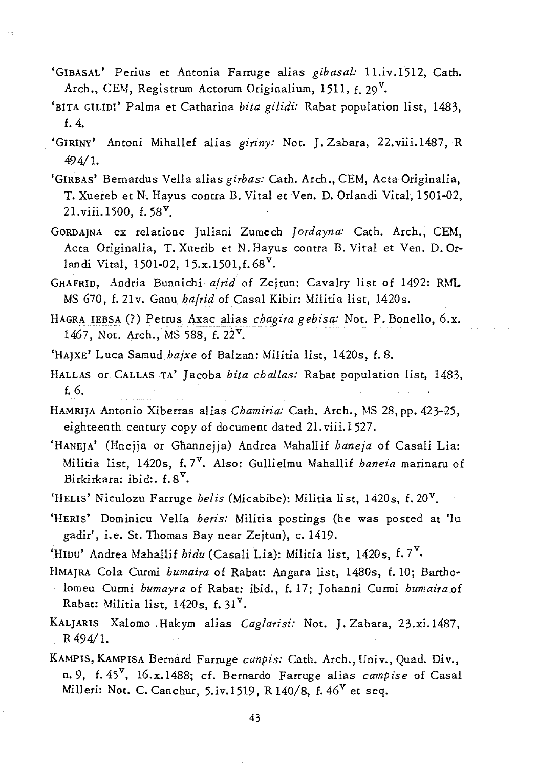'GIBASAL' Perius et Antonia Farruge alias *gibasal:* 11.iv.1512, Cath. Arch., CEM, Registrum Actorum Originalium, 1511, f. 29$^{v}$.

'BITA GILIDI' Palma et Catharina *bita gilidi:* Rabat population list, 1483, f. 4.

'GIRINY' Antoni Mihallef alias *giriny:* Not. J. Zabara, 22.viii.1487, R 494/1.

'GIRBAS' Bernardus Vella alias *girbas:* Cath. Arch., CEM, Acta Originalia, T. Xuereb et N. Hayus contra B. Vital et Ven. D. Orlandi Vital, 1501-02, 21.viii.1500, f. 58$^{v}$.

GORDAJNA ex relatione Juliani Zumech *Jordayna:* Cath. Arch., CEM, Acta Originalia, T. Xuerib et N. Hayus contra B. Vital et Ven. D. Orlandi Vital, 1501-02, 15.x.1501, f. 68$^{v}$.

GHAFRID, Andria Bunnichi *afrid* of Zejtun: Cavalry list of 1492: RML MS 670, f. 21v. Ganu *hafrid* of Casal Kibir: Militia list, 1420s.

HAGRA IEBSA (?) Petrus Axac alias *chagira gebisa:* Not. P. Bonello, 6.x. 1467, Not. Arch., MS 588, f. 22$^{v}$.

'HAJXE' Luca Samud *hajxe* of Balzan: Militia list, 1420s, f. 8.

HALLAS or CALLAS TA' Jacoba *bita challas:* Rabat population list, 1483, f. 6.

HAMRIJA Antonio Xiberras alias *Chamiria:* Cath. Arch., MS 28, pp. 423-25, eighteenth century copy of document dated 21.viii.1527.

'HANEJA' (Hnejja or Għannejja) Andrea Mahallif *haneja* of Casali Lia: Militia list, 1420s, f. 7$^{v}$. Also: Gullielmu Mahallif *haneia* marinaru of Birkirkara: ibid:. f. 8$^{v}$.

'HELIS' Niculozu Farruge *helis* (Micabibe): Militia list, 1420s, f. 20$^{v}$.

'HERIS' Dominicu Vella *heris:* Militia postings (he was posted at 'lu gadir', i.e. St. Thomas Bay near Zejtun), c. 1419.

'HIDU' Andrea Mahallif *hidu* (Casali Lia): Militia list, 1420s, f. 7$^{v}$.

HMAJRA Cola Curmi *humaira* of Rabat: Angara list, 1480s, f. 10; Bartholomeu Curmi *humayra* of Rabat: ibid., f. 17; Johanni Curmi *humaira* of Rabat: Militia list, 1420s, f. 31$^{v}$.

KALJARIS Xalomo Hakym alias *Caglarisi:* Not. J. Zabara, 23.xi.1487, R 494/1.

KAMPIS, KAMPISA Bernard Farruge *canpis:* Cath. Arch., Univ., Quad. Div., n. 9, f. 45$^{v}$, 16.x.1488; cf. Bernardo Farruge alias *campise* of Casal Milleri: Not. C. Canchur, 5.iv.1519, R 140/8, f. 46$^{v}$ et seq.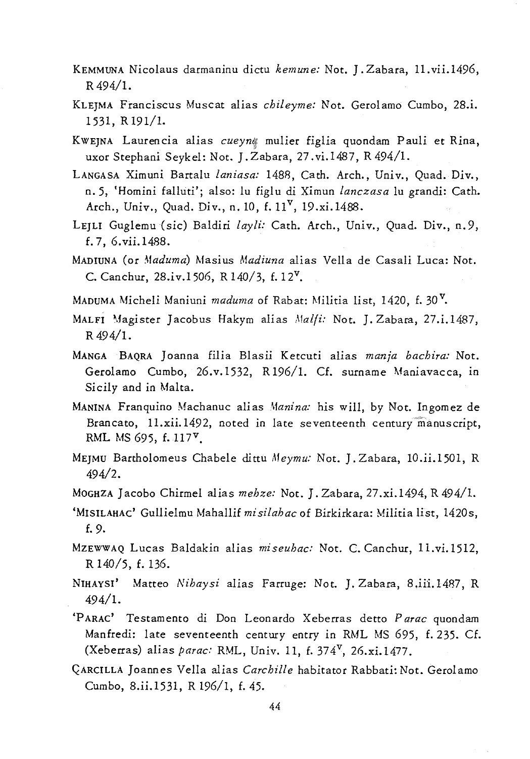KEMMUNA Nicolaus darmaninu dictu *kemune:* Not. J. Zabara, 11.vii.1496, R 494/1.

KLEJMA Franciscus Muscat alias *chileyme:* Not. Gerolamo Cumbo, 28.i. 1531, R 191/1.

KWEJNA Laurencia alias *cueyne* mulier figlia quondam Pauli et Rina, uxor Stephani Seykel: Not. J. Zabara, 27.vi.1487, R 494/1.

LANGASA Ximuni Bartalu *laniasa:* 1488, Cath. Arch., Univ., Quad. Div., n. 5, 'Homini falluti'; also: lu figlu di Ximun *lanczasa* lu grandi: Cath. Arch., Univ., Quad. Div., n. 10, f. 11v, 19.xi.1488.

LEJLI Guglemu (sic) Baldiri *layli:* Cath. Arch., Univ., Quad. Div., n. 9, f. 7, 6.vii.1488.

MADIUNA (or *Maduma*) Masius *Madiuna* alias Vella de Casali Luca: Not. C. Canchur, 28.iv.1506, R 140/3, f. 12v.

MADUMA Micheli Maniuni *maduma* of Rabat: Militia list, 1420, f. 30v.

MALFI Magister Jacobus Hakym alias *Malfi:* Not. J. Zabara, 27.i.1487, R 494/1.

MANGA BAQRA Joanna filia Blasii Ketcuti alias *manja bachira:* Not. Gerolamo Cumbo, 26.v.1532, R 196/1. Cf. surname Maniavacca, in Sicily and in Malta.

MANINA Franquino Machanuc alias *Manina:* his will, by Not. Ingomez de Brancato, 11.xii.1492, noted in late seventeenth century manuscript, RML MS 695, f. 117v.

MEJMU Bartholomeus Chabele dittu *Meymu:* Not. J. Zabara, 10.ii.1501, R 494/2.

MOGHZA Jacobo Chirmel alias *mehze:* Not. J. Zabara, 27.xi.1494, R 494/1.

'MISILAHAC' Gullielmu Mahallif *misilahac* of Birkirkara: Militia list, 1420s, f. 9.

MZEWWAQ Lucas Baldakin alias *miseuhac:* Not. C. Canchur, 11.vi.1512, R 140/5, f. 136.

NIHAYSI' Matteo *Nihaysi* alias Farruge: Not. J. Zabara, 8.iii.1487, R 494/1.

'PARAC' Testamento di Don Leonardo Xeberras detto *Parac* quondam Manfredi: late seventeenth century entry in RML MS 695, f. 235. Cf. (Xeberras) alias *parac:* RML, Univ. 11, f. 374v, 26.xi.1477.

ÇARCILLA Joannes Vella alias *Carchille* habitator Rabbati: Not. Gerolamo Cumbo, 8.ii.1531, R 196/1, f. 45.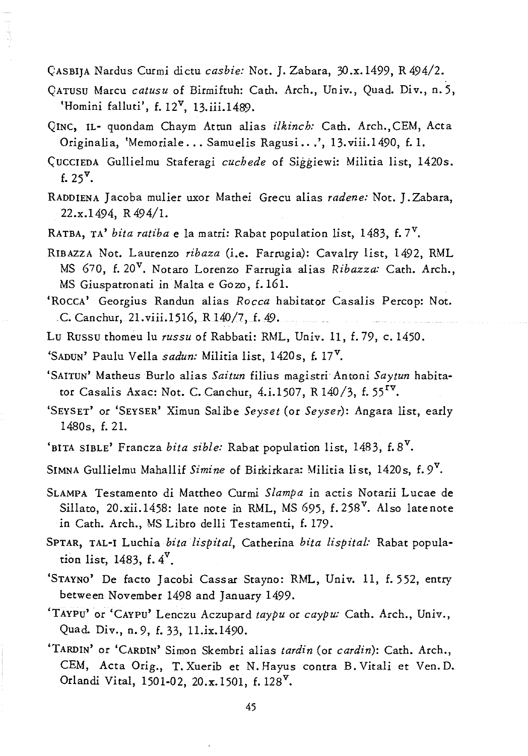ÇASBIJA Nardus Curmi dictu *casbie:* Not. J. Zabara, 30.x.1499, R 494/2.

ÇATUSU Marcu *catusu* of Birmiftuh: Cath. Arch., Univ., Quad. Div., n.5, 'Homini falluti', f. 12$^{v}$, 13.iii.1489.

ÇINC, IL- quondam Chaym Attun alias *ilkinch:* Cath. Arch., CEM, Acta Originalia, 'Memoriale... Samuelis Ragusi...', 13.viii.1490, f. 1.

ÇUCCIEDA Gullielmu Staferagi *cuchede* of Siġġiewi: Militia list, 1420s. f. 25$^{v}$.

RADDIENA Jacoba mulier uxor Mathei Grecu alias *radene:* Not. J. Zabara, 22.x.1494, R 494/1.

RATBA, TA' *bita ratiba* e la matri: Rabat population list, 1483, f. 7$^{v}$.

RIBAZZA Not. Laurenzo *ribaza* (i.e. Farrugia): Cavalry list, 1492, RML MS 670, f. 20$^{v}$. Notaro Lorenzo Farrugia alias *Ribazza:* Cath. Arch., MS Giuspatronati in Malta e Gozo, f. 161.

'ROCCA' Georgius Randun alias *Rocca* habitator Casalis Percop: Not. C. Canchur, 21.viii.1516, R 140/7, f. 49.

LU RUSSU thomeu lu *russu* of Rabbati: RML, Univ. 11, f. 79, c. 1450.

'SADUN' Paulu Vella *sadun:* Militia list, 1420s, f. 17$^{v}$.

'SAITUN' Matheus Burlo alias *Saitun* filius magistri Antoni *Saytun* habitator Casalis Axac: Not. C. Canchur, 4.i.1507, R 140/3, f. 55$^{rv}$.

'SEYSET' or 'SEYSER' Ximun Salibe *Seyset* (or *Seyser*): Angara list, early 1480s, f. 21.

'BITA SIBLE' Francza *bita sible:* Rabat population list, 1483, f. 8$^{v}$.

SIMNA Gullielmu Mahallif *Simine* of Birkirkara: Militia list, 1420s, f. 9$^{v}$.

SLAMPA Testamento di Mattheo Curmi *Slampa* in actis Notarii Lucae de Sillato, 20.xii.1458: late note in RML, MS 695, f. 258$^{v}$. Also late note in Cath. Arch., MS Libro delli Testamenti, f. 179.

SPTAR, TAL-I Luchia *bita lispital*, Catherina *bita lispital:* Rabat population list, 1483, f. 4$^{v}$.

'STAYNO' De facto Jacobi Cassar Stayno: RML, Univ. 11, f. 552, entry between November 1498 and January 1499.

'TAYPU' or 'CAYPU' Lenczu Aczupard *taypu* or *caypu:* Cath. Arch., Univ., Quad. Div., n. 9, f. 33, 11.ix.1490.

'TARDIN' or 'CARDIN' Simon Skembri alias *tardin* (or *cardin*): Cath. Arch., CEM, Acta Orig., T. Xuerib et N. Hayus contra B. Vitali et Ven. D. Orlandi Vital, 1501-02, 20.x.1501, f. 128$^{v}$.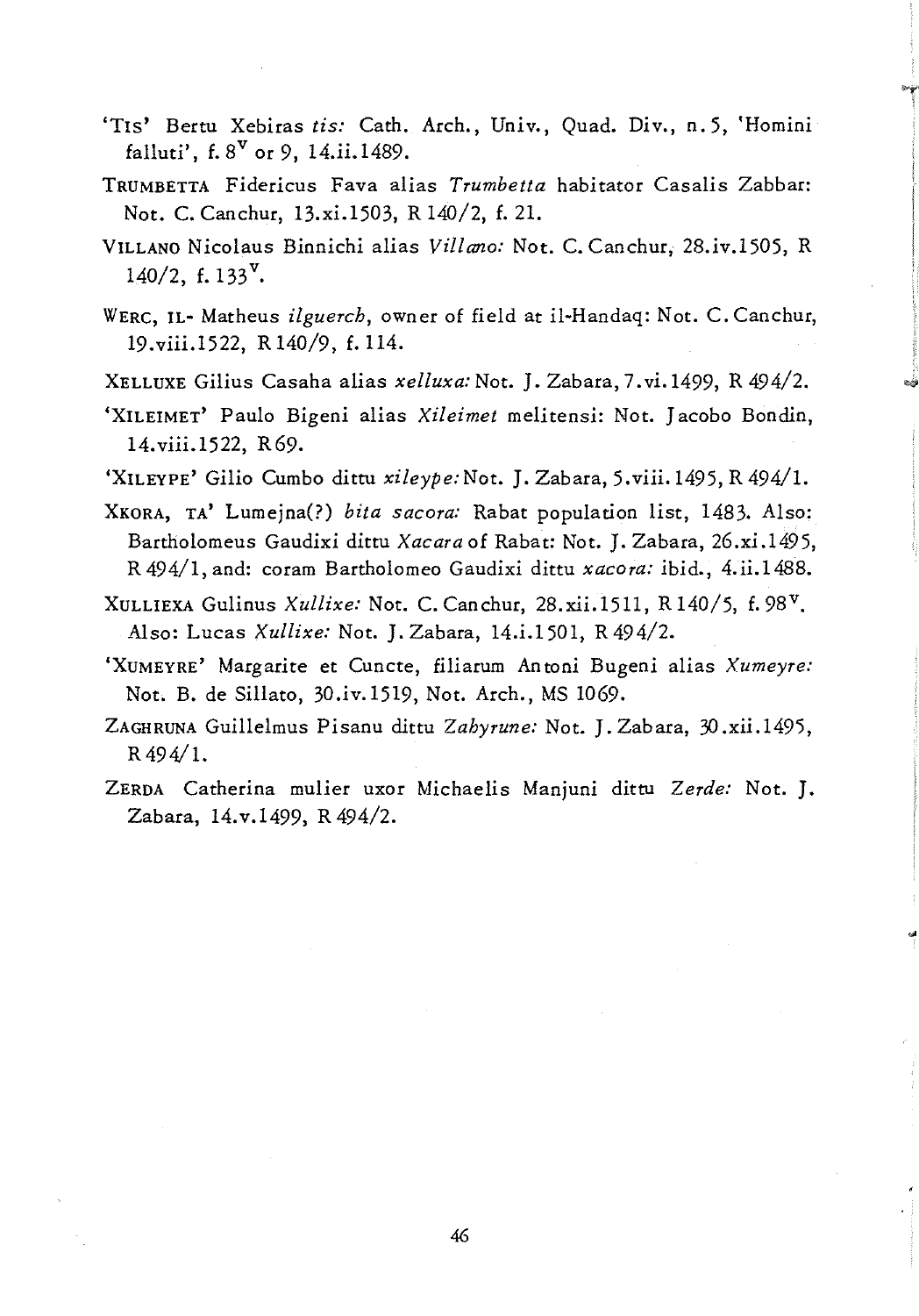'TIS' Bertu Xebiras *tis:* Cath. Arch., Univ., Quad. Div., n.5, 'Homini falluti', f. 8$^{v}$ or 9, 14.ii.1489.

TRUMBETTA Fidericus Fava alias *Trumbetta* habitator Casalis Zabbar: Not. C. Canchur, 13.xi.1503, R 140/2, f. 21.

VILLANO Nicolaus Binnichi alias *Villano:* Not. C. Canchur, 28.iv.1505, R 140/2, f. 133$^{v}$.

WERC, IL- Matheus *ilguerch*, owner of field at il-Handaq: Not. C. Canchur, 19.viii.1522, R 140/9, f. 114.

XELLUXE Gilius Casaha alias *xelluxa:* Not. J. Zabara, 7.vi.1499, R 494/2.

'XILEIMET' Paulo Bigeni alias *Xileimet* melitensi: Not. Jacobo Bondin, 14.viii.1522, R 69.

'XILEYPE' Gilio Cumbo dittu *xileype:* Not. J. Zabara, 5.viii.1495, R 494/1.

XKORA, TA' Lumejna(?) *bita sacora:* Rabat population list, 1483. Also: Bartholomeus Gaudixi dittu *Xacara* of Rabat: Not. J. Zabara, 26.xi.1495, R 494/1, and: coram Bartholomeo Gaudixi dittu *xacora:* ibid., 4.ii.1488.

XULLIEXA Gulinus *Xullixe:* Not. C. Canchur, 28.xii.1511, R 140/5, f. 98$^{v}$. Also: Lucas *Xullixe:* Not. J. Zabara, 14.i.1501, R 494/2.

'XUMEYRE' Margarite et Cuncte, filiarum Antoni Bugeni alias *Xumeyre:* Not. B. de Sillato, 30.iv.1519, Not. Arch., MS 1069.

ZAGHRUNA Guillelmus Pisanu dittu *Zahyrune:* Not. J. Zabara, 30.xii.1495, R 494/1.

ZERDA Catherina mulier uxor Michaelis Manjuni dittu *Zerde:* Not. J. Zabara, 14.v.1499, R 494/2.